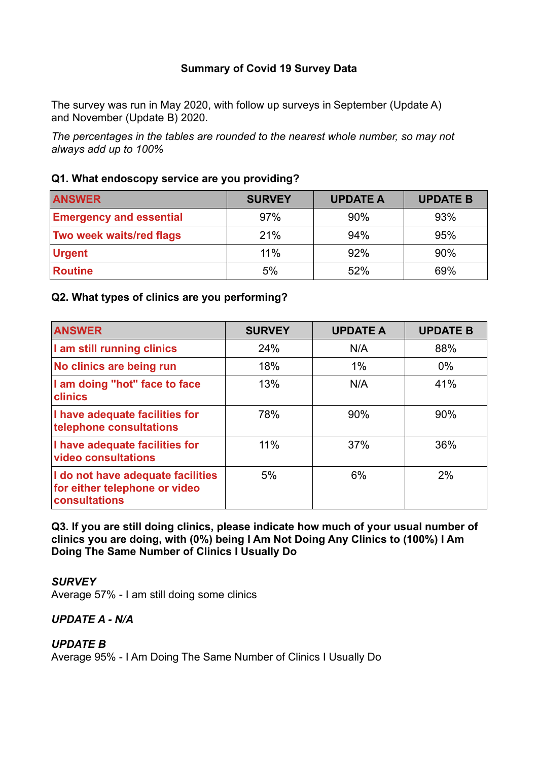# Summary of Covid 19 Survey Data

The survey was run in May 2020, with follow up surveys in September (Update A) and November (Update B) 2020.

*The percentages in the tables are rounded to the nearest whole number, so may not always add up to 100%*

### Q1. What endoscopy service are you providing?

| ANSWER | SURVEY | UPDATE A | UPDATE B |
|---|---|---|---|
| Emergency and essential | 97% | 90% | 93% |
| Two week waits/red flags | 21% | 94% | 95% |
| Urgent | 11% | 92% | 90% |
| Routine | 5% | 52% | 69% |

### Q2. What types of clinics are you performing?

| ANSWER | SURVEY | UPDATE A | UPDATE B |
|---|---|---|---|
| I am still running clinics | 24% | N/A | 88% |
| No clinics are being run | 18% | 1% | 0% |
| I am doing "hot" face to face clinics | 13% | N/A | 41% |
| I have adequate facilities for telephone consultations | 78% | 90% | 90% |
| I have adequate facilities for video consultations | 11% | 37% | 36% |
| I do not have adequate facilities for either telephone or video consultations | 5% | 6% | 2% |

### Q3. If you are still doing clinics, please indicate how much of your usual number of clinics you are doing, with (0%) being I Am Not Doing Any Clinics to (100%) I Am Doing The Same Number of Clinics I Usually Do

***SURVEY***

Average 57% - I am still doing some clinics

***UPDATE A - N/A***

***UPDATE B***

Average 95% - I Am Doing The Same Number of Clinics I Usually Do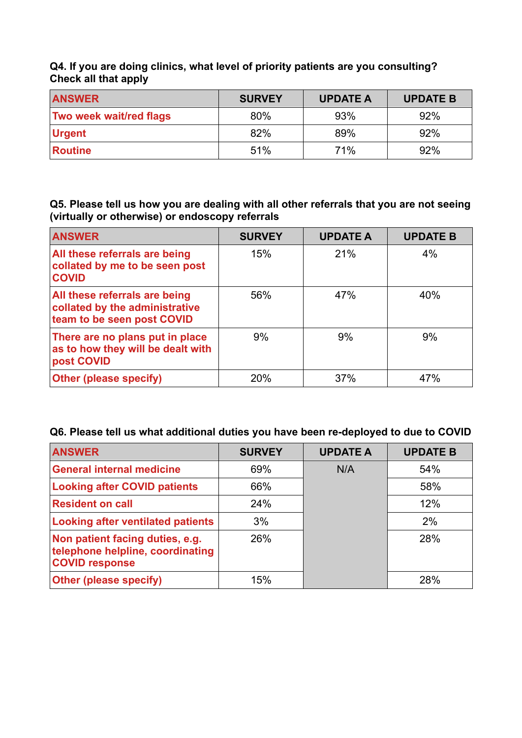**Q4. If you are doing clinics, what level of priority patients are you consulting? Check all that apply**

| ANSWER | SURVEY | UPDATE A | UPDATE B |
|---|---|---|---|
| Two week wait/red flags | 80% | 93% | 92% |
| Urgent | 82% | 89% | 92% |
| Routine | 51% | 71% | 92% |

**Q5. Please tell us how you are dealing with all other referrals that you are not seeing (virtually or otherwise) or endoscopy referrals**

| ANSWER | SURVEY | UPDATE A | UPDATE B |
|---|---|---|---|
| All these referrals are being collated by me to be seen post COVID | 15% | 21% | 4% |
| All these referrals are being collated by the administrative team to be seen post COVID | 56% | 47% | 40% |
| There are no plans put in place as to how they will be dealt with post COVID | 9% | 9% | 9% |
| Other (please specify) | 20% | 37% | 47% |

**Q6. Please tell us what additional duties you have been re-deployed to due to COVID**

| ANSWER | SURVEY | UPDATE A | UPDATE B |
|---|---|---|---|
| General internal medicine | 69% | N/A | 54% |
| Looking after COVID patients | 66% | | 58% |
| Resident on call | 24% | | 12% |
| Looking after ventilated patients | 3% | | 2% |
| Non patient facing duties, e.g. telephone helpline, coordinating COVID response | 26% | | 28% |
| Other (please specify) | 15% | | 28% |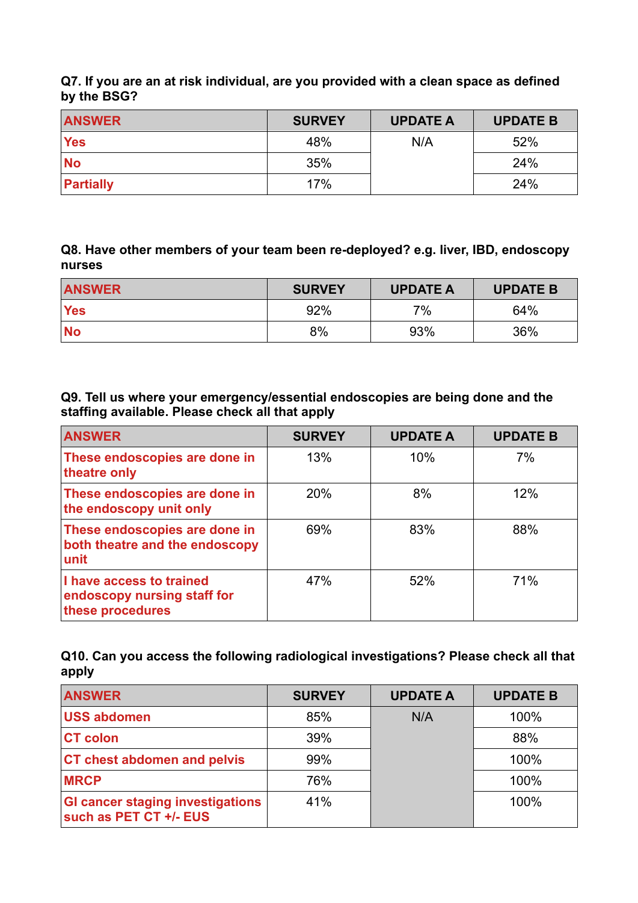**Q7. If you are an at risk individual, are you provided with a clean space as defined by the BSG?**

| ANSWER | SURVEY | UPDATE A | UPDATE B |
|---|---|---|---|
| Yes | 48% | N/A | 52% |
| No | 35% | | 24% |
| Partially | 17% | | 24% |

**Q8. Have other members of your team been re-deployed? e.g. liver, IBD, endoscopy nurses**

| ANSWER | SURVEY | UPDATE A | UPDATE B |
|---|---|---|---|
| Yes | 92% | 7% | 64% |
| No | 8% | 93% | 36% |

**Q9. Tell us where your emergency/essential endoscopies are being done and the staffing available. Please check all that apply**

| ANSWER | SURVEY | UPDATE A | UPDATE B |
|---|---|---|---|
| These endoscopies are done in theatre only | 13% | 10% | 7% |
| These endoscopies are done in the endoscopy unit only | 20% | 8% | 12% |
| These endoscopies are done in both theatre and the endoscopy unit | 69% | 83% | 88% |
| I have access to trained endoscopy nursing staff for these procedures | 47% | 52% | 71% |

**Q10. Can you access the following radiological investigations? Please check all that apply**

| ANSWER | SURVEY | UPDATE A | UPDATE B |
|---|---|---|---|
| USS abdomen | 85% | N/A | 100% |
| CT colon | 39% | | 88% |
| CT chest abdomen and pelvis | 99% | | 100% |
| MRCP | 76% | | 100% |
| GI cancer staging investigations such as PET CT +/- EUS | 41% | | 100% |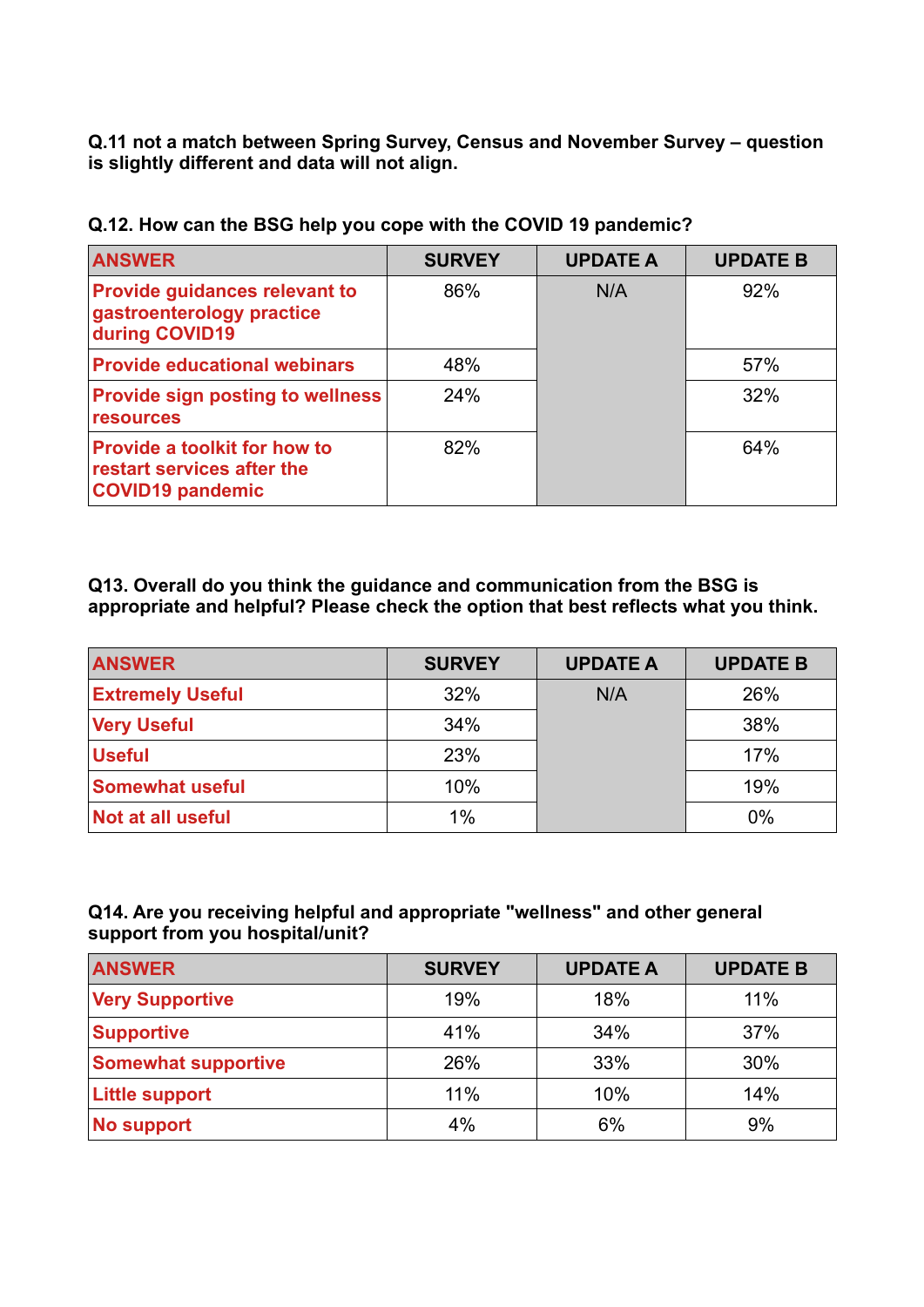**Q.11 not a match between Spring Survey, Census and November Survey – question is slightly different and data will not align.**

**Q.12. How can the BSG help you cope with the COVID 19 pandemic?**

| ANSWER | SURVEY | UPDATE A | UPDATE B |
|---|---|---|---|
| Provide guidances relevant to gastroenterology practice during COVID19 | 86% | N/A | 92% |
| Provide educational webinars | 48% | | 57% |
| Provide sign posting to wellness resources | 24% | | 32% |
| Provide a toolkit for how to restart services after the COVID19 pandemic | 82% | | 64% |

**Q13. Overall do you think the guidance and communication from the BSG is appropriate and helpful? Please check the option that best reflects what you think.**

| ANSWER | SURVEY | UPDATE A | UPDATE B |
|---|---|---|---|
| Extremely Useful | 32% | N/A | 26% |
| Very Useful | 34% | | 38% |
| Useful | 23% | | 17% |
| Somewhat useful | 10% | | 19% |
| Not at all useful | 1% | | 0% |

**Q14. Are you receiving helpful and appropriate "wellness" and other general support from you hospital/unit?**

| ANSWER | SURVEY | UPDATE A | UPDATE B |
|---|---|---|---|
| Very Supportive | 19% | 18% | 11% |
| Supportive | 41% | 34% | 37% |
| Somewhat supportive | 26% | 33% | 30% |
| Little support | 11% | 10% | 14% |
| No support | 4% | 6% | 9% |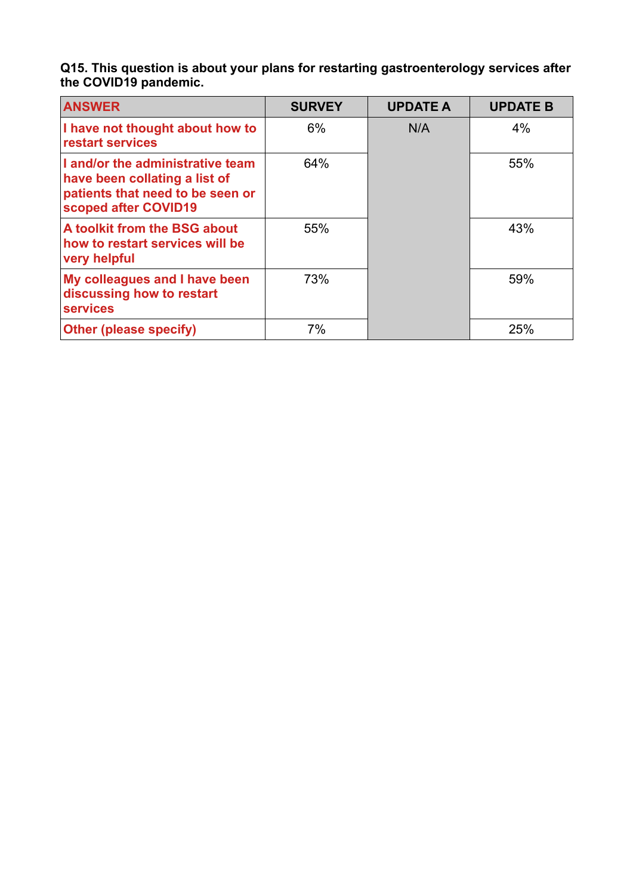**Q15. This question is about your plans for restarting gastroenterology services after the COVID19 pandemic.**

| ANSWER | SURVEY | UPDATE A | UPDATE B |
|---|---|---|---|
| I have not thought about how to restart services | 6% | N/A | 4% |
| I and/or the administrative team have been collating a list of patients that need to be seen or scoped after COVID19 | 64% | | 55% |
| A toolkit from the BSG about how to restart services will be very helpful | 55% | | 43% |
| My colleagues and I have been discussing how to restart services | 73% | | 59% |
| Other (please specify) | 7% | | 25% |